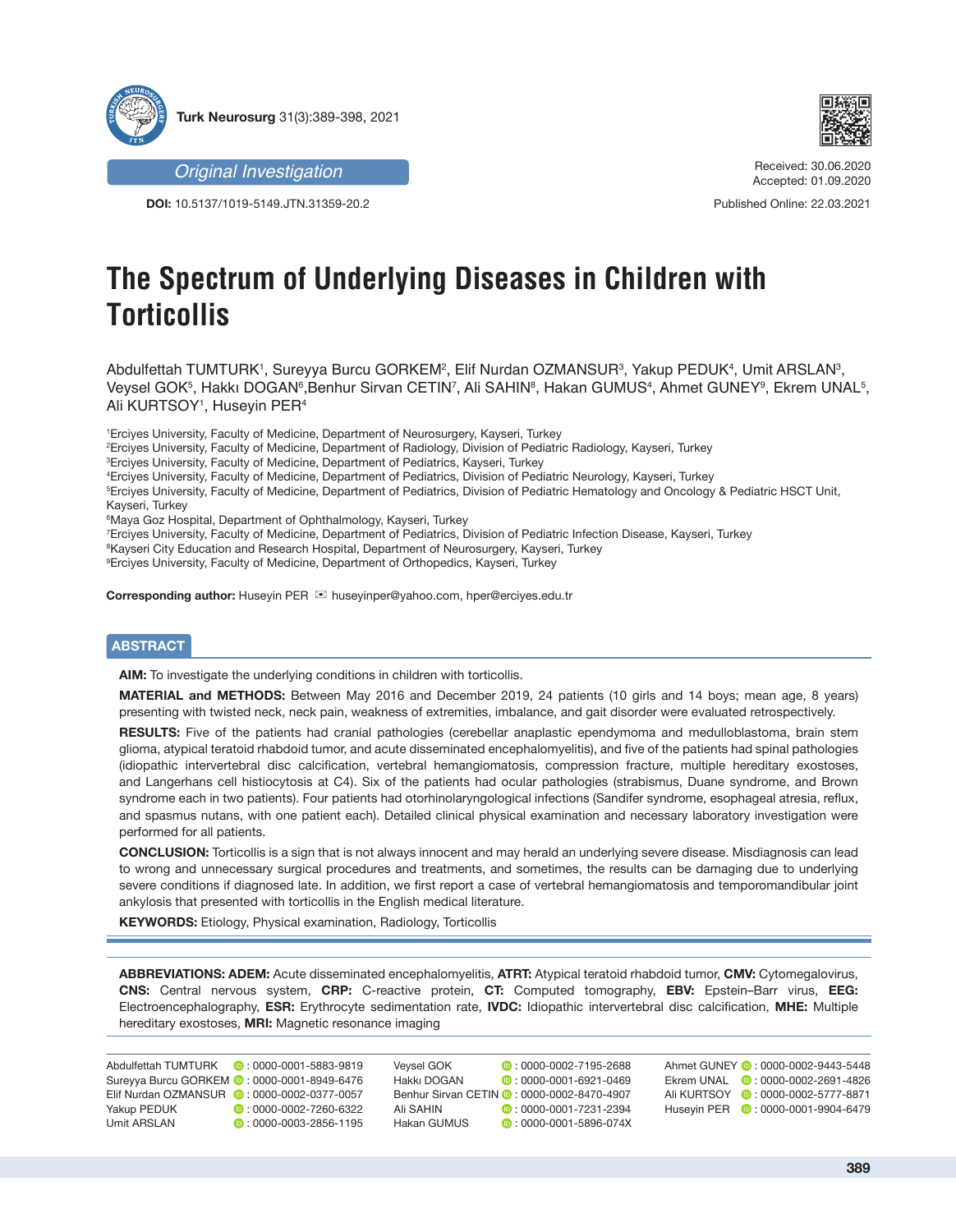Original Investigation

**DOI:** 10.5137/1019-5149.JTN.31359-20.2

Received: 30.06.2020
Accepted: 01.09.2020

Published Online: 22.03.2021

# The Spectrum of Underlying Diseases in Children with Torticollis

Abdulfettah TUMTURK[1], Sureyya Burcu GORKEM[2], Elif Nurdan OZMANSUR[3], Yakup PEDUK[4], Umit ARSLAN[3], Veysel GOK[5], Hakkı DOGAN[6],Benhur Sirvan CETIN[7], Ali SAHIN[8], Hakan GUMUS[4], Ahmet GUNEY[9], Ekrem UNAL[5], Ali KURTSOY[1], Huseyin PER[4]

[1]Erciyes University, Faculty of Medicine, Department of Neurosurgery, Kayseri, Turkey
[2]Erciyes University, Faculty of Medicine, Department of Radiology, Division of Pediatric Radiology, Kayseri, Turkey
[3]Erciyes University, Faculty of Medicine, Department of Pediatrics, Kayseri, Turkey
[4]Erciyes University, Faculty of Medicine, Department of Pediatrics, Division of Pediatric Neurology, Kayseri, Turkey
[5]Erciyes University, Faculty of Medicine, Department of Pediatrics, Division of Pediatric Hematology and Oncology & Pediatric HSCT Unit, Kayseri, Turkey
[6]Maya Goz Hospital, Department of Ophthalmology, Kayseri, Turkey
[7]Erciyes University, Faculty of Medicine, Department of Pediatrics, Division of Pediatric Infection Disease, Kayseri, Turkey
[8]Kayseri City Education and Research Hospital, Department of Neurosurgery, Kayseri, Turkey
[9]Erciyes University, Faculty of Medicine, Department of Orthopedics, Kayseri, Turkey

**Corresponding author:** Huseyin PER ✉ huseyinper@yahoo.com, hper@erciyes.edu.tr

## ABSTRACT

**AIM:** To investigate the underlying conditions in children with torticollis.

**MATERIAL and METHODS:** Between May 2016 and December 2019, 24 patients (10 girls and 14 boys; mean age, 8 years) presenting with twisted neck, neck pain, weakness of extremities, imbalance, and gait disorder were evaluated retrospectively.

**RESULTS:** Five of the patients had cranial pathologies (cerebellar anaplastic ependymoma and medulloblastoma, brain stem glioma, atypical teratoid rhabdoid tumor, and acute disseminated encephalomyelitis), and five of the patients had spinal pathologies (idiopathic intervertebral disc calcification, vertebral hemangiomatosis, compression fracture, multiple hereditary exostoses, and Langerhans cell histiocytosis at C4). Six of the patients had ocular pathologies (strabismus, Duane syndrome, and Brown syndrome each in two patients). Four patients had otorhinolaryngological infections (Sandifer syndrome, esophageal atresia, reflux, and spasmus nutans, with one patient each). Detailed clinical physical examination and necessary laboratory investigation were performed for all patients.

**CONCLUSION:** Torticollis is a sign that is not always innocent and may herald an underlying severe disease. Misdiagnosis can lead to wrong and unnecessary surgical procedures and treatments, and sometimes, the results can be damaging due to underlying severe conditions if diagnosed late. In addition, we first report a case of vertebral hemangiomatosis and temporomandibular joint ankylosis that presented with torticollis in the English medical literature.

**KEYWORDS:** Etiology, Physical examination, Radiology, Torticollis

**ABBREVIATIONS: ADEM:** Acute disseminated encephalomyelitis, **ATRT:** Atypical teratoid rhabdoid tumor, **CMV:** Cytomegalovirus, **CNS:** Central nervous system, **CRP:** C-reactive protein, **CT:** Computed tomography, **EBV:** Epstein–Barr virus, **EEG:** Electroencephalography, **ESR:** Erythrocyte sedimentation rate, **IVDC:** Idiopathic intervertebral disc calcification, **MHE:** Multiple hereditary exostoses, **MRI:** Magnetic resonance imaging

| | | | | | |
|---|---|---|---|---|---|
| Abdulfettah TUMTURK | : 0000-0001-5883-9819 | Veysel GOK | : 0000-0002-7195-2688 | Ahmet GUNEY | : 0000-0002-9443-5448 |
| Sureyya Burcu GORKEM | : 0000-0001-8949-6476 | Hakkı DOGAN | : 0000-0001-6921-0469 | Ekrem UNAL | : 0000-0002-2691-4826 |
| Elif Nurdan OZMANSUR | : 0000-0002-0377-0057 | Benhur Sirvan CETIN | : 0000-0002-8470-4907 | Ali KURTSOY | : 0000-0002-5777-8871 |
| Yakup PEDUK | : 0000-0002-7260-6322 | Ali SAHIN | : 0000-0001-7231-2394 | Huseyin PER | : 0000-0001-9904-6479 |
| Umit ARSLAN | : 0000-0003-2856-1195 | Hakan GUMUS | : 0000-0001-5896-074X | | |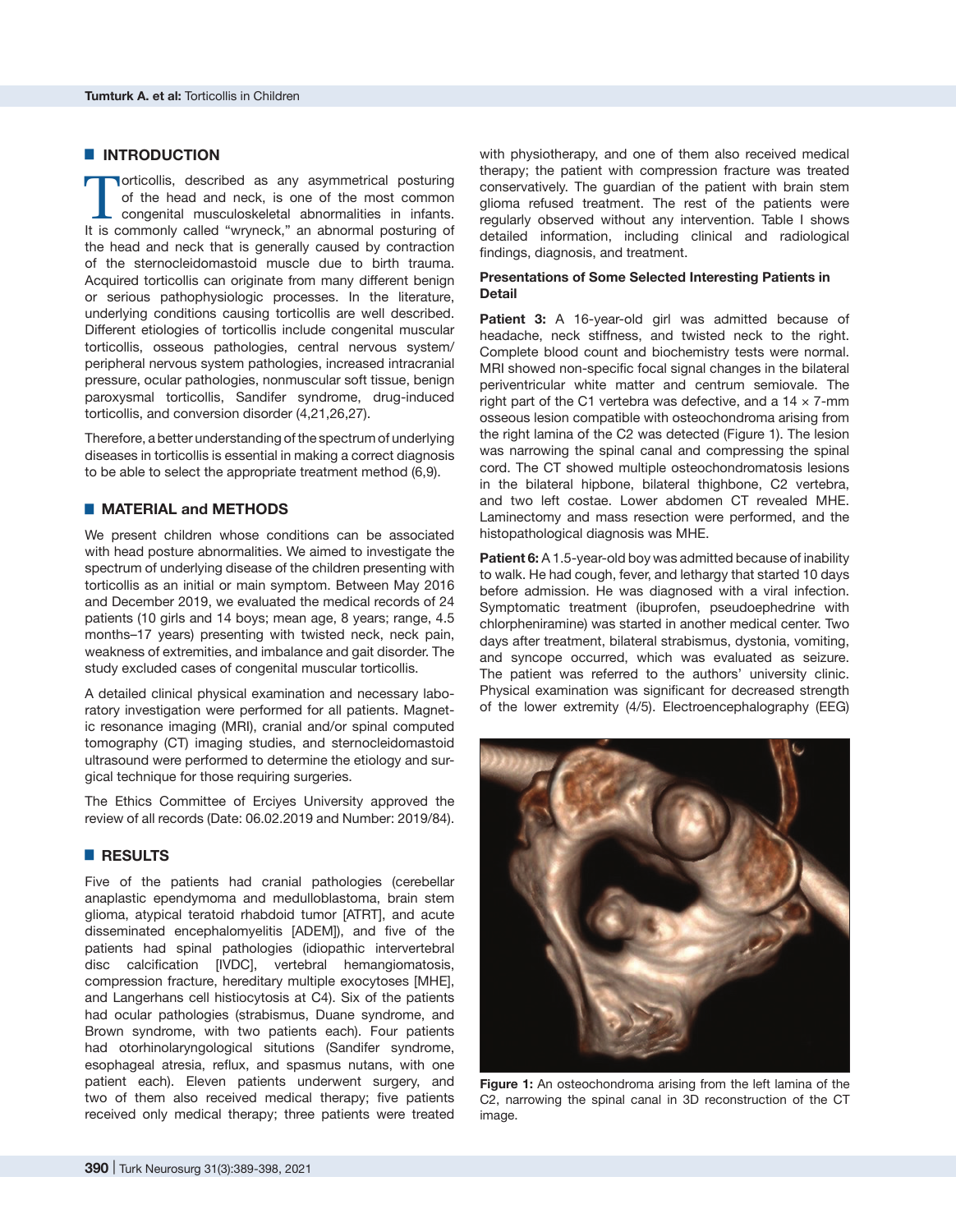## INTRODUCTION

Torticollis, described as any asymmetrical posturing of the head and neck, is one of the most common congenital musculoskeletal abnormalities in infants. It is commonly called "wryneck," an abnormal posturing of the head and neck that is generally caused by contraction of the sternocleidomastoid muscle due to birth trauma. Acquired torticollis can originate from many different benign or serious pathophysiologic processes. In the literature, underlying conditions causing torticollis are well described. Different etiologies of torticollis include congenital muscular torticollis, osseous pathologies, central nervous system/peripheral nervous system pathologies, increased intracranial pressure, ocular pathologies, nonmuscular soft tissue, benign paroxysmal torticollis, Sandifer syndrome, drug-induced torticollis, and conversion disorder (4,21,26,27).

Therefore, a better understanding of the spectrum of underlying diseases in torticollis is essential in making a correct diagnosis to be able to select the appropriate treatment method (6,9).

## MATERIAL and METHODS

We present children whose conditions can be associated with head posture abnormalities. We aimed to investigate the spectrum of underlying disease of the children presenting with torticollis as an initial or main symptom. Between May 2016 and December 2019, we evaluated the medical records of 24 patients (10 girls and 14 boys; mean age, 8 years; range, 4.5 months–17 years) presenting with twisted neck, neck pain, weakness of extremities, and imbalance and gait disorder. The study excluded cases of congenital muscular torticollis.

A detailed clinical physical examination and necessary laboratory investigation were performed for all patients. Magnetic resonance imaging (MRI), cranial and/or spinal computed tomography (CT) imaging studies, and sternocleidomastoid ultrasound were performed to determine the etiology and surgical technique for those requiring surgeries.

The Ethics Committee of Erciyes University approved the review of all records (Date: 06.02.2019 and Number: 2019/84).

## RESULTS

Five of the patients had cranial pathologies (cerebellar anaplastic ependymoma and medulloblastoma, brain stem glioma, atypical teratoid rhabdoid tumor [ATRT], and acute disseminated encephalomyelitis [ADEM]), and five of the patients had spinal pathologies (idiopathic intervertebral disc calcification [IVDC], vertebral hemangiomatosis, compression fracture, hereditary multiple exocytoses [MHE], and Langerhans cell histiocytosis at C4). Six of the patients had ocular pathologies (strabismus, Duane syndrome, and Brown syndrome, with two patients each). Four patients had otorhinolaryngological situtions (Sandifer syndrome, esophageal atresia, reflux, and spasmus nutans, with one patient each). Eleven patients underwent surgery, and two of them also received medical therapy; five patients received only medical therapy; three patients were treated with physiotherapy, and one of them also received medical therapy; the patient with compression fracture was treated conservatively. The guardian of the patient with brain stem glioma refused treatment. The rest of the patients were regularly observed without any intervention. Table I shows detailed information, including clinical and radiological findings, diagnosis, and treatment.

### Presentations of Some Selected Interesting Patients in Detail

**Patient 3:** A 16-year-old girl was admitted because of headache, neck stiffness, and twisted neck to the right. Complete blood count and biochemistry tests were normal. MRI showed non-specific focal signal changes in the bilateral periventricular white matter and centrum semiovale. The right part of the C1 vertebra was defective, and a 14 × 7-mm osseous lesion compatible with osteochondroma arising from the right lamina of the C2 was detected (Figure 1). The lesion was narrowing the spinal canal and compressing the spinal cord. The CT showed multiple osteochondromatosis lesions in the bilateral hipbone, bilateral thighbone, C2 vertebra, and two left costae. Lower abdomen CT revealed MHE. Laminectomy and mass resection were performed, and the histopathological diagnosis was MHE.

**Patient 6:** A 1.5-year-old boy was admitted because of inability to walk. He had cough, fever, and lethargy that started 10 days before admission. He was diagnosed with a viral infection. Symptomatic treatment (ibuprofen, pseudoephedrine with chlorpheniramine) was started in another medical center. Two days after treatment, bilateral strabismus, dystonia, vomiting, and syncope occurred, which was evaluated as seizure. The patient was referred to the authors' university clinic. Physical examination was significant for decreased strength of the lower extremity (4/5). Electroencephalography (EEG)

Figure 1: An osteochondroma arising from the left lamina of the C2, narrowing the spinal canal in 3D reconstruction of the CT image.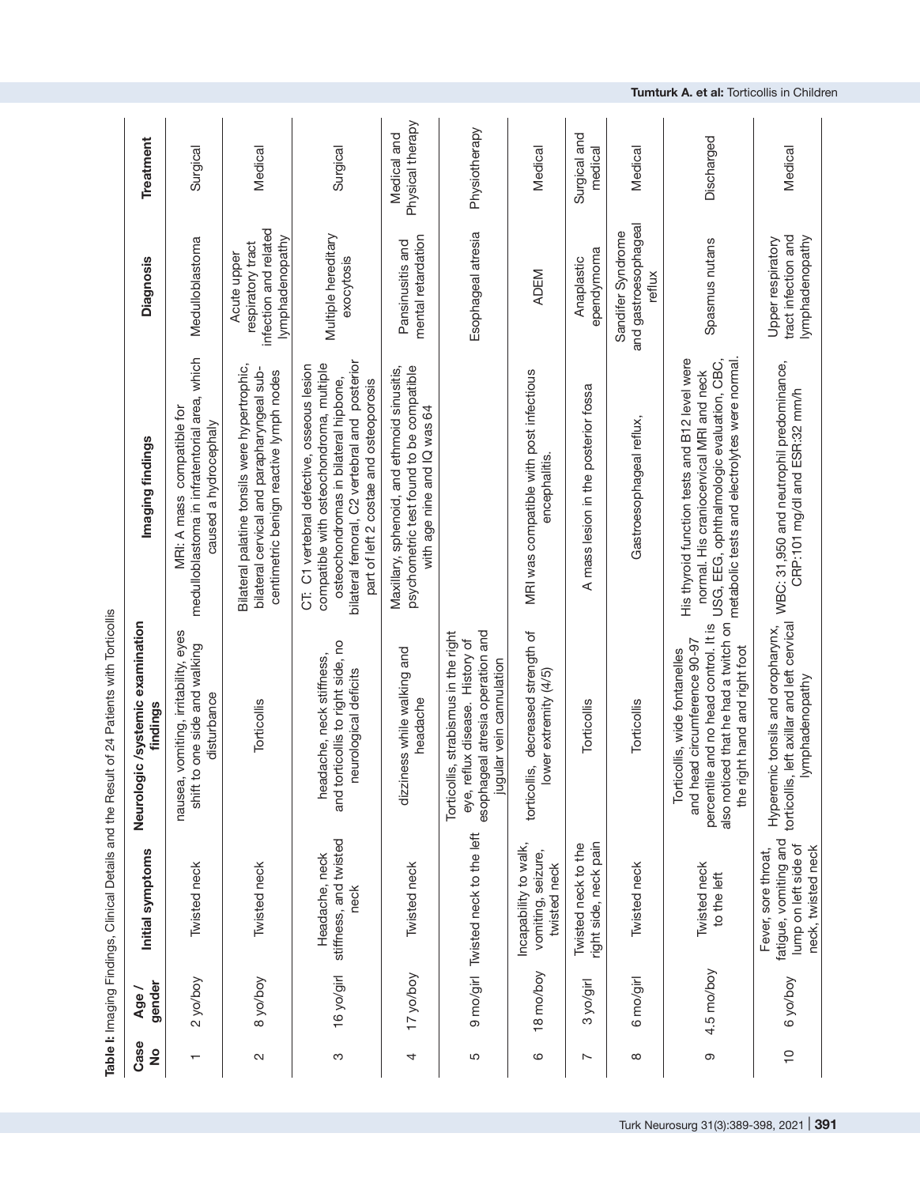**Table I:** Imaging Findings, Clinical Details and the Result of 24 Patients with Torticollis

| Case No | Age / gender | Initial symptoms | Neurologic /systemic examination findings | Imaging findings | Diagnosis | Treatment |
|---|---|---|---|---|---|---|
| 1 | 2 yo/boy | Twisted neck | nausea, vomiting, irritability, eyes shift to one side and walking disturbance | MRI: A mass compatible for medulloblastoma in infratentorial area, which caused a hydrocephaly | Medulloblastoma | Surgical |
| 2 | 8 yo/boy | Twisted neck | Torticollis | Bilateral palatine tonsils were hypertrophic, bilateral cervical and parapharyngeal sub-centimetric benign reactive lymph nodes | Acute upper respiratory tract infection and related lymphadenopathy | Medical |
| 3 | 16 yo/girl | Headache, neck stiffness, and twisted neck | headache, neck stiffness, and torticollis to right side, no neurological deficits | CT: C1 vertebral defective, osseous lesion compatible with osteochondroma, multiple osteochondromas in bilateral hipbone, bilateral femoral, C2 vertebral and posterior part of left 2 costae and osteoporosis | Multiple hereditary exocytosis | Surgical |
| 4 | 17 yo/boy | Twisted neck | dizziness while walking and headache | Maxillary, sphenoid, and ethmoid sinusitis, psychometric test found to be compatible with age nine and IQ was 64 | Pansinusitis and mental retardation | Medical and Physical therapy |
| 5 | 9 mo/girl | Twisted neck to the left | Torticollis, strabismus in the right eye, reflux disease. History of esophageal atresia operation and jugular vein cannulation | | Esophageal atresia | Physiotherapy |
| 6 | 18 mo/boy | Incapability to walk, vomiting, seizure, twisted neck | torticollis, decreased strength of lower extremity (4/5) | MRI was compatible with post infectious encephalitis. | ADEM | Medical |
| 7 | 3 yo/girl | Twisted neck to the right side, neck pain | Torticollis | A mass lesion in the posterior fossa | Anaplastic ependymoma | Surgical and medical |
| 8 | 6 mo/girl | Twisted neck | Torticollis | Gastroesophageal reflux, | Sandifer Syndrome and gastroesophageal reflux | Medical |
| 9 | 4.5 mo/boy | Twisted neck to the left | Torticollis, wide fontanelles and head circumference 90-97 percentile and no head control. It is also noticed that he had a twitch on the right hand and right foot | His thyroid function tests and B12 level were normal. His craniocervical MRI and neck USG, EEG, ophthalmologic evaluation, CBC, metabolic tests and electrolytes were normal. | Spasmus nutans | Discharged |
| 10 | 6 yo/boy | Fever, sore throat, fatigue, vomiting and lump on left side of neck, twisted neck | Hyperemic tonsils and oropharynx, torticollis, left axillar and left cervical lymphadenopathy | WBC: 31,950 and neutrophil predominance, CRP:101 mg/dl and ESR:32 mm/h | Upper respiratory tract infection and lymphadenopathy | Medical |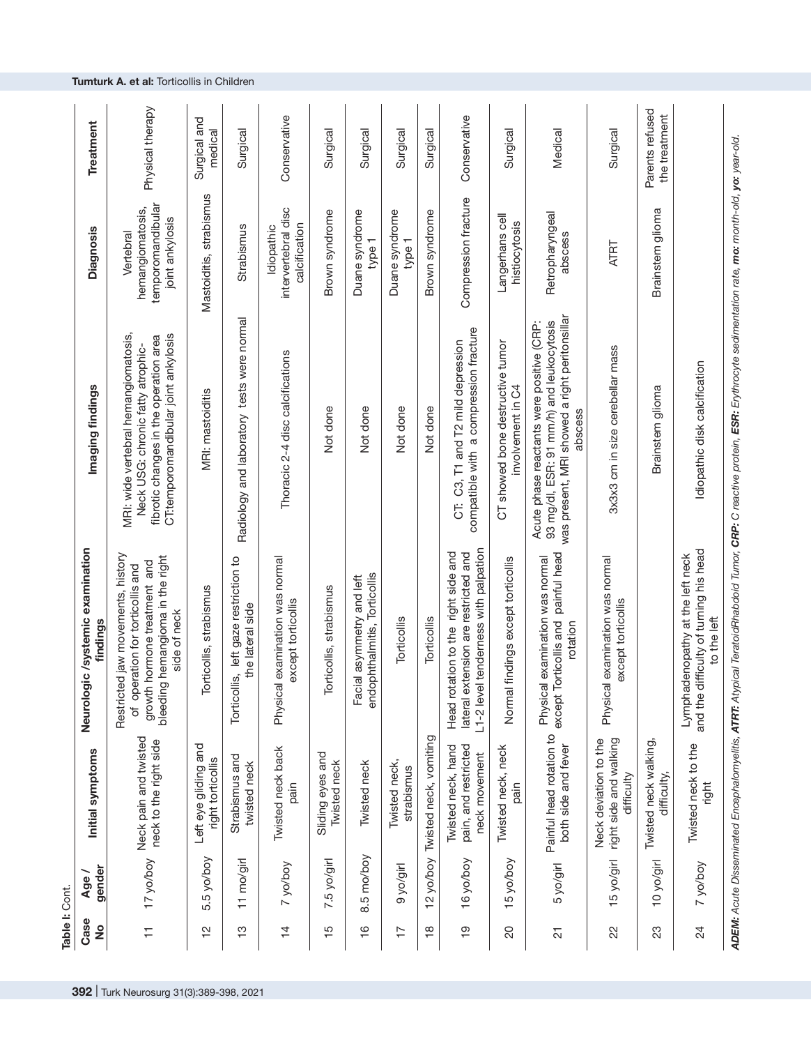**Table I:** Cont.

| Case No | Age / gender | Initial symptoms | Neurologic /systemic examination findings | Imaging findings | Diagnosis | Treatment |
|---|---|---|---|---|---|---|
| 11 | 17 yo/boy | Neck pain and twisted neck to the right side | Restricted jaw movements, history of operation for torticollis and growth hormone treatment and bleeding hemangioma in the right side of neck | MRI: wide vertebral hemangiomatosis, Neck USG: chronic fatty atrophic-fibrotic changes in the operation area CT:temporomandibular joint ankylosis | Vertebral hemangiomatosis, temporomandibular joint ankylosis | Physical therapy |
| 12 | 5.5 yo/boy | Left eye gliding and right torticollis | Torticollis, strabismus | MRI: mastoiditis | Mastoiditis, strabismus | Surgical and medical |
| 13 | 11 mo/girl | Strabismus and twisted neck | Torticollis, left gaze restriction to the lateral side | Radiology and laboratory tests were normal | Strabismus | Surgical |
| 14 | 7 yo/boy | Twisted neck back pain | Physical examination was normal except torticollis | Thoracic 2-4 disc calcifications | Idiopathic intervertebral disc calcification | Conservative |
| 15 | 7.5 yo/girl | Sliding eyes and Twisted neck | Torticollis, strabismus | Not done | Brown syndrome | Surgical |
| 16 | 8.5 mo/boy | Twisted neck | Facial asymmetry and left endophthalmitis, Torticollis | Not done | Duane syndrome type 1 | Surgical |
| 17 | 9 yo/girl | Twisted neck, strabismus | Torticollis | Not done | Duane syndrome type 1 | Surgical |
| 18 | 12 yo/boy | Twisted neck, vomiting | Torticollis | Not done | Brown syndrome | Surgical |
| 19 | 16 yo/boy | Twisted neck, hand pain, and restricted neck movement | Head rotation to the right side and lateral extension are restricted and L1-2 level tenderness with palpation | CT: C3, T1 and T2 mild depression compatible with a compression fracture | Compression fracture | Conservative |
| 20 | 15 yo/boy | Twisted neck, neck pain | Normal findings except torticollis | CT showed bone destructive tumor involvement in C4 | Langerhans cell histiocytosis | Surgical |
| 21 | 5 yo/girl | Painful head rotation to both side and fever | Physical examination was normal except Torticollis and painful head rotation | Acute phase reactants were positive (CRP: 93 mg/dl, ESR: 91 mm/h) and leukocytosis was present, MRI showed a right peritonsillar abscess | Retropharyngeal abscess | Medical |
| 22 | 15 yo/girl | Neck deviation to the right side and walking difficulty | Physical examination was normal except torticollis | 3x3x3 cm in size cerebellar mass | ATRT | Surgical |
| 23 | 10 yo/girl | Twisted neck walking, difficulty, | | Brainstem glioma | Brainstem glioma | Parents refused the treatment |
| 24 | 7 yo/boy | Twisted neck to the right | Lymphadenopathy at the left neck and the difficulty of turning his head to the left | Idiopathic disk calcification | | |

***ADEM:** Acute Disseminated Encephalomyelitis, **ATRT:** Atypical TeratoidRhabdoid Tumor, **CRP:** C reactive protein, **ESR:** Erythrocyte sedimentation rate, **mo:** month-old, **yo:** year-old.*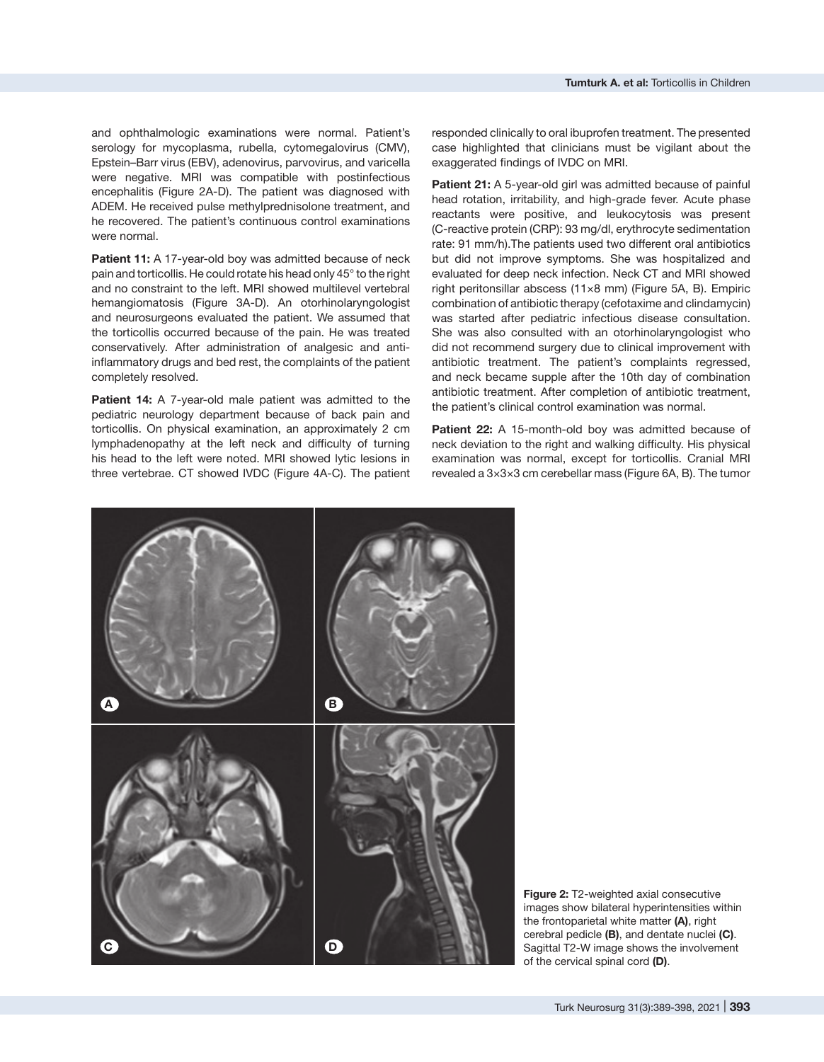and ophthalmologic examinations were normal. Patient's serology for mycoplasma, rubella, cytomegalovirus (CMV), Epstein–Barr virus (EBV), adenovirus, parvovirus, and varicella were negative. MRI was compatible with postinfectious encephalitis (Figure 2A-D). The patient was diagnosed with ADEM. He received pulse methylprednisolone treatment, and he recovered. The patient's continuous control examinations were normal.

**Patient 11:** A 17-year-old boy was admitted because of neck pain and torticollis. He could rotate his head only 45° to the right and no constraint to the left. MRI showed multilevel vertebral hemangiomatosis (Figure 3A-D). An otorhinolaryngologist and neurosurgeons evaluated the patient. We assumed that the torticollis occurred because of the pain. He was treated conservatively. After administration of analgesic and anti-inflammatory drugs and bed rest, the complaints of the patient completely resolved.

**Patient 14:** A 7-year-old male patient was admitted to the pediatric neurology department because of back pain and torticollis. On physical examination, an approximately 2 cm lymphadenopathy at the left neck and difficulty of turning his head to the left were noted. MRI showed lytic lesions in three vertebrae. CT showed IVDC (Figure 4A-C). The patient responded clinically to oral ibuprofen treatment. The presented case highlighted that clinicians must be vigilant about the exaggerated findings of IVDC on MRI.

**Patient 21:** A 5-year-old girl was admitted because of painful head rotation, irritability, and high-grade fever. Acute phase reactants were positive, and leukocytosis was present (C-reactive protein (CRP): 93 mg/dl, erythrocyte sedimentation rate: 91 mm/h).The patients used two different oral antibiotics but did not improve symptoms. She was hospitalized and evaluated for deep neck infection. Neck CT and MRI showed right peritonsillar abscess (11×8 mm) (Figure 5A, B). Empiric combination of antibiotic therapy (cefotaxime and clindamycin) was started after pediatric infectious disease consultation. She was also consulted with an otorhinolaryngologist who did not recommend surgery due to clinical improvement with antibiotic treatment. The patient's complaints regressed, and neck became supple after the 10th day of combination antibiotic treatment. After completion of antibiotic treatment, the patient's clinical control examination was normal.

**Patient 22:** A 15-month-old boy was admitted because of neck deviation to the right and walking difficulty. His physical examination was normal, except for torticollis. Cranial MRI revealed a 3×3×3 cm cerebellar mass (Figure 6A, B). The tumor

**Figure 2:** T2-weighted axial consecutive images show bilateral hyperintensities within the frontoparietal white matter **(A)**, right cerebral pedicle **(B)**, and dentate nuclei **(C)**. Sagittal T2-W image shows the involvement of the cervical spinal cord **(D)**.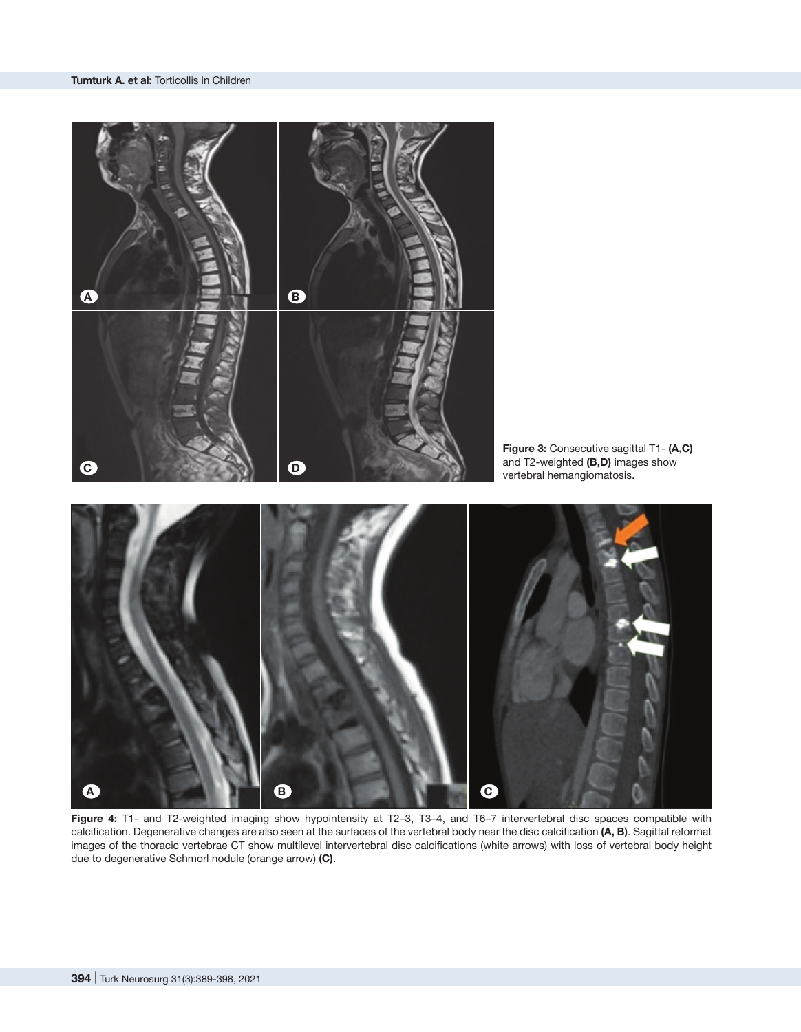**Figure 3:** Consecutive sagittal T1- **(A,C)** and T2-weighted **(B,D)** images show vertebral hemangiomatosis.

**Figure 4:** T1- and T2-weighted imaging show hypointensity at T2–3, T3–4, and T6–7 intervertebral disc spaces compatible with calcification. Degenerative changes are also seen at the surfaces of the vertebral body near the disc calcification **(A, B)**. Sagittal reformat images of the thoracic vertebrae CT show multilevel intervertebral disc calcifications (white arrows) with loss of vertebral body height due to degenerative Schmorl nodule (orange arrow) **(C)**.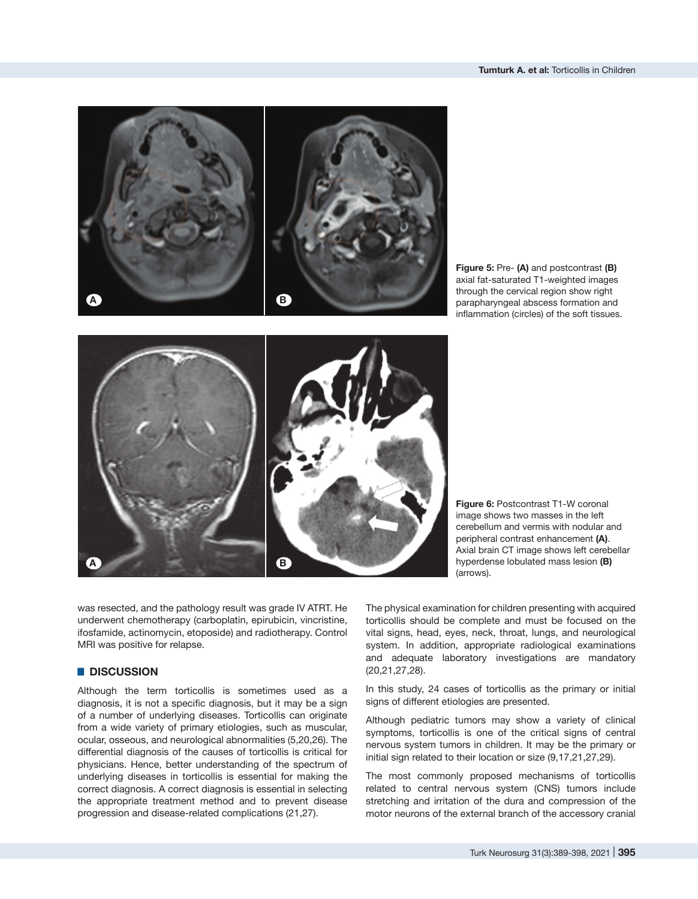**Figure 5:** Pre- **(A)** and postcontrast **(B)** axial fat-saturated T1-weighted images through the cervical region show right parapharyngeal abscess formation and inflammation (circles) of the soft tissues.

**Figure 6:** Postcontrast T1-W coronal image shows two masses in the left cerebellum and vermis with nodular and peripheral contrast enhancement **(A)**. Axial brain CT image shows left cerebellar hyperdense lobulated mass lesion **(B)** (arrows).

was resected, and the pathology result was grade IV ATRT. He underwent chemotherapy (carboplatin, epirubicin, vincristine, ifosfamide, actinomycin, etoposide) and radiotherapy. Control MRI was positive for relapse.

## DISCUSSION

Although the term torticollis is sometimes used as a diagnosis, it is not a specific diagnosis, but it may be a sign of a number of underlying diseases. Torticollis can originate from a wide variety of primary etiologies, such as muscular, ocular, osseous, and neurological abnormalities (5,20,26). The differential diagnosis of the causes of torticollis is critical for physicians. Hence, better understanding of the spectrum of underlying diseases in torticollis is essential for making the correct diagnosis. A correct diagnosis is essential in selecting the appropriate treatment method and to prevent disease progression and disease-related complications (21,27).

The physical examination for children presenting with acquired torticollis should be complete and must be focused on the vital signs, head, eyes, neck, throat, lungs, and neurological system. In addition, appropriate radiological examinations and adequate laboratory investigations are mandatory (20,21,27,28).

In this study, 24 cases of torticollis as the primary or initial signs of different etiologies are presented.

Although pediatric tumors may show a variety of clinical symptoms, torticollis is one of the critical signs of central nervous system tumors in children. It may be the primary or initial sign related to their location or size (9,17,21,27,29).

The most commonly proposed mechanisms of torticollis related to central nervous system (CNS) tumors include stretching and irritation of the dura and compression of the motor neurons of the external branch of the accessory cranial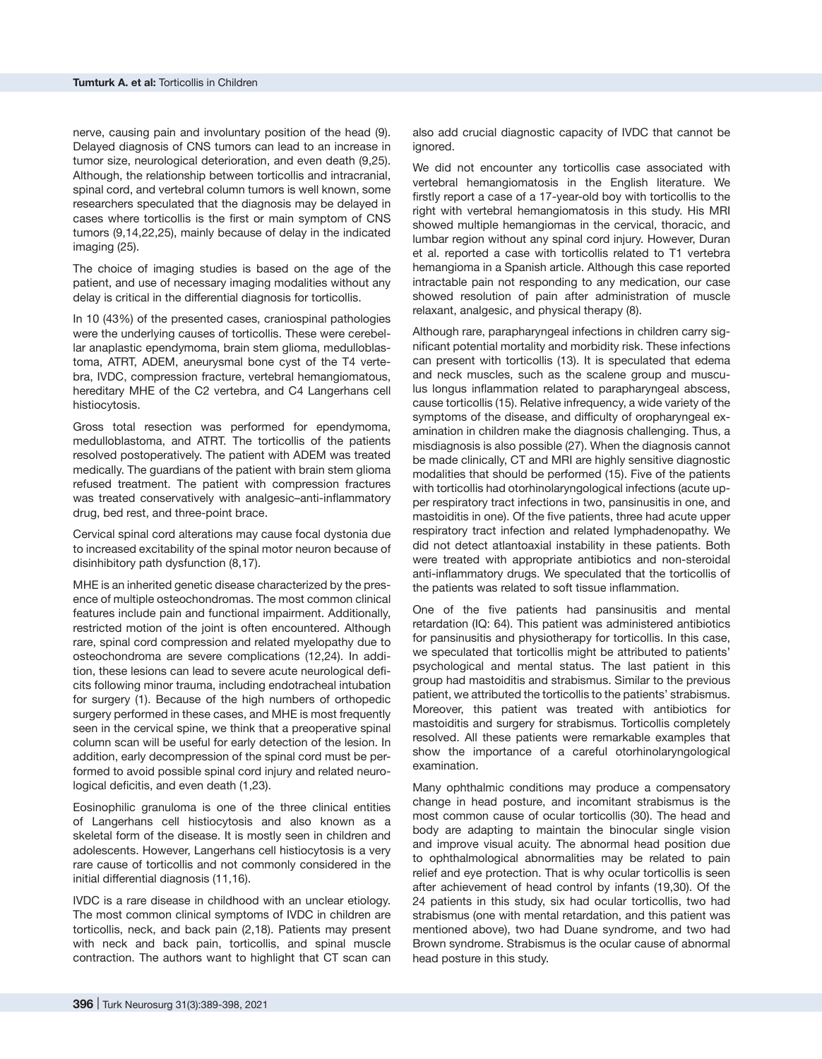nerve, causing pain and involuntary position of the head (9). Delayed diagnosis of CNS tumors can lead to an increase in tumor size, neurological deterioration, and even death (9,25). Although, the relationship between torticollis and intracranial, spinal cord, and vertebral column tumors is well known, some researchers speculated that the diagnosis may be delayed in cases where torticollis is the first or main symptom of CNS tumors (9,14,22,25), mainly because of delay in the indicated imaging (25).

The choice of imaging studies is based on the age of the patient, and use of necessary imaging modalities without any delay is critical in the differential diagnosis for torticollis.

In 10 (43%) of the presented cases, craniospinal pathologies were the underlying causes of torticollis. These were cerebellar anaplastic ependymoma, brain stem glioma, medulloblastoma, ATRT, ADEM, aneurysmal bone cyst of the T4 vertebra, IVDC, compression fracture, vertebral hemangiomatous, hereditary MHE of the C2 vertebra, and C4 Langerhans cell histiocytosis.

Gross total resection was performed for ependymoma, medulloblastoma, and ATRT. The torticollis of the patients resolved postoperatively. The patient with ADEM was treated medically. The guardians of the patient with brain stem glioma refused treatment. The patient with compression fractures was treated conservatively with analgesic–anti-inflammatory drug, bed rest, and three-point brace.

Cervical spinal cord alterations may cause focal dystonia due to increased excitability of the spinal motor neuron because of disinhibitory path dysfunction (8,17).

MHE is an inherited genetic disease characterized by the presence of multiple osteochondromas. The most common clinical features include pain and functional impairment. Additionally, restricted motion of the joint is often encountered. Although rare, spinal cord compression and related myelopathy due to osteochondroma are severe complications (12,24). In addition, these lesions can lead to severe acute neurological deficits following minor trauma, including endotracheal intubation for surgery (1). Because of the high numbers of orthopedic surgery performed in these cases, and MHE is most frequently seen in the cervical spine, we think that a preoperative spinal column scan will be useful for early detection of the lesion. In addition, early decompression of the spinal cord must be performed to avoid possible spinal cord injury and related neurological deficitis, and even death (1,23).

Eosinophilic granuloma is one of the three clinical entities of Langerhans cell histiocytosis and also known as a skeletal form of the disease. It is mostly seen in children and adolescents. However, Langerhans cell histiocytosis is a very rare cause of torticollis and not commonly considered in the initial differential diagnosis (11,16).

IVDC is a rare disease in childhood with an unclear etiology. The most common clinical symptoms of IVDC in children are torticollis, neck, and back pain (2,18). Patients may present with neck and back pain, torticollis, and spinal muscle contraction. The authors want to highlight that CT scan can also add crucial diagnostic capacity of IVDC that cannot be ignored.

We did not encounter any torticollis case associated with vertebral hemangiomatosis in the English literature. We firstly report a case of a 17-year-old boy with torticollis to the right with vertebral hemangiomatosis in this study. His MRI showed multiple hemangiomas in the cervical, thoracic, and lumbar region without any spinal cord injury. However, Duran et al. reported a case with torticollis related to T1 vertebra hemangioma in a Spanish article. Although this case reported intractable pain not responding to any medication, our case showed resolution of pain after administration of muscle relaxant, analgesic, and physical therapy (8).

Although rare, parapharyngeal infections in children carry significant potential mortality and morbidity risk. These infections can present with torticollis (13). It is speculated that edema and neck muscles, such as the scalene group and musculus longus inflammation related to parapharyngeal abscess, cause torticollis (15). Relative infrequency, a wide variety of the symptoms of the disease, and difficulty of oropharyngeal examination in children make the diagnosis challenging. Thus, a misdiagnosis is also possible (27). When the diagnosis cannot be made clinically, CT and MRI are highly sensitive diagnostic modalities that should be performed (15). Five of the patients with torticollis had otorhinolaryngological infections (acute upper respiratory tract infections in two, pansinusitis in one, and mastoiditis in one). Of the five patients, three had acute upper respiratory tract infection and related lymphadenopathy. We did not detect atlantoaxial instability in these patients. Both were treated with appropriate antibiotics and non-steroidal anti-inflammatory drugs. We speculated that the torticollis of the patients was related to soft tissue inflammation.

One of the five patients had pansinusitis and mental retardation (IQ: 64). This patient was administered antibiotics for pansinusitis and physiotherapy for torticollis. In this case, we speculated that torticollis might be attributed to patients' psychological and mental status. The last patient in this group had mastoiditis and strabismus. Similar to the previous patient, we attributed the torticollis to the patients' strabismus. Moreover, this patient was treated with antibiotics for mastoiditis and surgery for strabismus. Torticollis completely resolved. All these patients were remarkable examples that show the importance of a careful otorhinolaryngological examination.

Many ophthalmic conditions may produce a compensatory change in head posture, and incomitant strabismus is the most common cause of ocular torticollis (30). The head and body are adapting to maintain the binocular single vision and improve visual acuity. The abnormal head position due to ophthalmological abnormalities may be related to pain relief and eye protection. That is why ocular torticollis is seen after achievement of head control by infants (19,30). Of the 24 patients in this study, six had ocular torticollis, two had strabismus (one with mental retardation, and this patient was mentioned above), two had Duane syndrome, and two had Brown syndrome. Strabismus is the ocular cause of abnormal head posture in this study.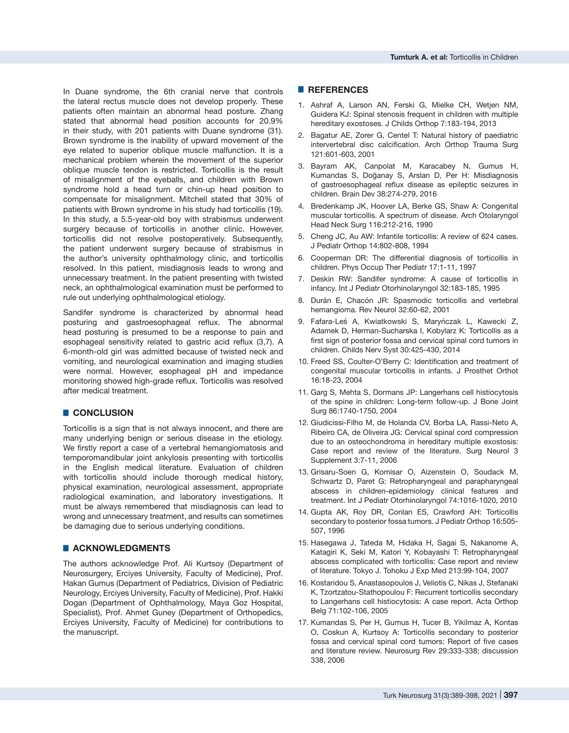In Duane syndrome, the 6th cranial nerve that controls the lateral rectus muscle does not develop properly. These patients often maintain an abnormal head posture. Zhang stated that abnormal head position accounts for 20.9% in their study, with 201 patients with Duane syndrome (31). Brown syndrome is the inability of upward movement of the eye related to superior oblique muscle malfunction. It is a mechanical problem wherein the movement of the superior oblique muscle tendon is restricted. Torticollis is the result of misalignment of the eyeballs, and children with Brown syndrome hold a head turn or chin-up head position to compensate for misalignment. Mitchell stated that 30% of patients with Brown syndrome in his study had torticollis (19). In this study, a 5.5-year-old boy with strabismus underwent surgery because of torticollis in another clinic. However, torticollis did not resolve postoperatively. Subsequently, the patient underwent surgery because of strabismus in the author's university ophthalmology clinic, and torticollis resolved. In this patient, misdiagnosis leads to wrong and unnecessary treatment. In the patient presenting with twisted neck, an ophthalmological examination must be performed to rule out underlying ophthalmological etiology.

Sandifer syndrome is characterized by abnormal head posturing and gastroesophageal reflux. The abnormal head posturing is presumed to be a response to pain and esophageal sensitivity related to gastric acid reflux (3,7). A 6-month-old girl was admitted because of twisted neck and vomiting, and neurological examination and imaging studies were normal. However, esophageal pH and impedance monitoring showed high-grade reflux. Torticollis was resolved after medical treatment.

## CONCLUSION

Torticollis is a sign that is not always innocent, and there are many underlying benign or serious disease in the etiology. We firstly report a case of a vertebral hemangiomatosis and temporomandibular joint ankylosis presenting with torticollis in the English medical literature. Evaluation of children with torticollis should include thorough medical history, physical examination, neurological assessment, appropriate radiological examination, and laboratory investigations. It must be always remembered that misdiagnosis can lead to wrong and unnecessary treatment, and results can sometimes be damaging due to serious underlying conditions.

## ACKNOWLEDGMENTS

The authors acknowledge Prof. Ali Kurtsoy (Department of Neurosurgery, Erciyes University, Faculty of Medicine), Prof. Hakan Gumus (Department of Pediatrics, Division of Pediatric Neurology, Erciyes University, Faculty of Medicine), Prof. Hakki Dogan (Department of Ophthalmology, Maya Goz Hospital, Specialist), Prof. Ahmet Guney (Department of Orthopedics, Erciyes University, Faculty of Medicine) for contributions to the manuscript.

## REFERENCES

1. Ashraf A, Larson AN, Ferski G, Mielke CH, Wetjen NM, Guidera KJ: Spinal stenosis frequent in children with multiple hereditary exostoses. J Childs Orthop 7:183-194, 2013
2. Bagatur AE, Zorer G, Centel T: Natural history of paediatric intervertebral disc calcification. Arch Orthop Trauma Surg 121:601-603, 2001
3. Bayram AK, Canpolat M, Karacabey N, Gumus H, Kumandas S, Doğanay S, Arslan D, Per H: Misdiagnosis of gastroesophageal reflux disease as epileptic seizures in children. Brain Dev 38:274-279, 2016
4. Bredenkamp JK, Hoover LA, Berke GS, Shaw A: Congenital muscular torticollis. A spectrum of disease. Arch Otolaryngol Head Neck Surg 116:212-216, 1990
5. Cheng JC, Au AW: Infantile torticollis: A review of 624 cases. J Pediatr Orthop 14:802-808, 1994
6. Cooperman DR: The differential diagnosis of torticollis in children. Phys Occup Ther Pediatr 17:1-11, 1997
7. Deskin RW: Sandifer syndrome: A cause of torticollis in infancy. Int J Pediatr Otorhinolaryngol 32:183-185, 1995
8. Durán E, Chacón JR: Spasmodic torticollis and vertebral hemangioma. Rev Neurol 32:60-62, 2001
9. Fafara-Leś A, Kwiatkowski S, Maryńczak L, Kawecki Z, Adamek D, Herman-Sucharska I, Kobylarz K: Torticollis as a first sign of posterior fossa and cervical spinal cord tumors in children. Childs Nerv Syst 30:425-430, 2014
10. Freed SS, Coulter-O'Berry C: Identification and treatment of congenital muscular torticollis in infants. J Prosthet Orthot 16:18-23, 2004
11. Garg S, Mehta S, Dormans JP: Langerhans cell histiocytosis of the spine in children: Long-term follow-up. J Bone Joint Surg 86:1740-1750, 2004
12. Giudicissi-Filho M, de Holanda CV, Borba LA, Rassi-Neto A, Ribeiro CA, de Oliveira JG: Cervical spinal cord compression due to an osteochondroma in hereditary multiple exostosis: Case report and review of the literature. Surg Neurol 3 Supplement 3:7-11, 2006
13. Grisaru-Soen G, Komisar O, Aizenstein O, Soudack M, Schwartz D, Paret G: Retropharyngeal and parapharyngeal abscess in children-epidemiology clinical features and treatment. Int J Pediatr Otorhinolaryngol 74:1016-1020, 2010
14. Gupta AK, Roy DR, Conlan ES, Crawford AH: Torticollis secondary to posterior fossa tumors. J Pediatr Orthop 16:505-507, 1996
15. Hasegawa J, Tateda M, Hidaka H, Sagai S, Nakanome A, Katagiri K, Seki M, Katori Y, Kobayashi T: Retropharyngeal abscess complicated with torticollis: Case report and review of literature. Tokyo J. Tohoku J Exp Med 213:99-104, 2007
16. Kostaridou S, Anastasopoulos J, Veliotis C, Nikas J, Stefanaki K, Tzortzatou-Stathopoulou F: Recurrent torticollis secondary to Langerhans cell histiocytosis: A case report. Acta Orthop Belg 71:102-106, 2005
17. Kumandas S, Per H, Gumus H, Tucer B, Yikilmaz A, Kontas O, Coskun A, Kurtsoy A: Torticollis secondary to posterior fossa and cervical spinal cord tumors: Report of five cases and literature review. Neurosurg Rev 29:333-338; discussion 338, 2006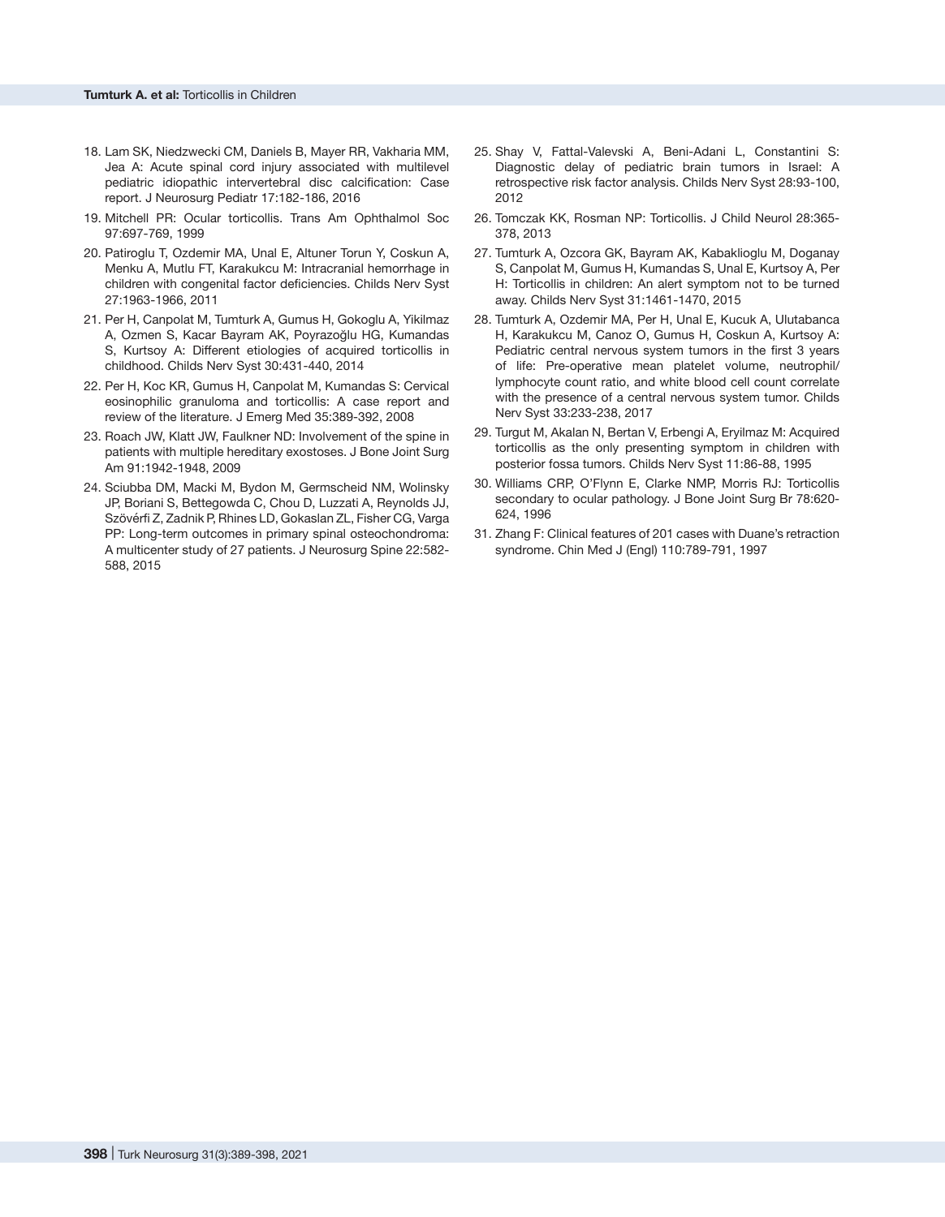18. Lam SK, Niedzwecki CM, Daniels B, Mayer RR, Vakharia MM, Jea A: Acute spinal cord injury associated with multilevel pediatric idiopathic intervertebral disc calcification: Case report. J Neurosurg Pediatr 17:182-186, 2016
19. Mitchell PR: Ocular torticollis. Trans Am Ophthalmol Soc 97:697-769, 1999
20. Patiroglu T, Ozdemir MA, Unal E, Altuner Torun Y, Coskun A, Menku A, Mutlu FT, Karakukcu M: Intracranial hemorrhage in children with congenital factor deficiencies. Childs Nerv Syst 27:1963-1966, 2011
21. Per H, Canpolat M, Tumturk A, Gumus H, Gokoglu A, Yikilmaz A, Ozmen S, Kacar Bayram AK, Poyrazoğlu HG, Kumandas S, Kurtsoy A: Different etiologies of acquired torticollis in childhood. Childs Nerv Syst 30:431-440, 2014
22. Per H, Koc KR, Gumus H, Canpolat M, Kumandas S: Cervical eosinophilic granuloma and torticollis: A case report and review of the literature. J Emerg Med 35:389-392, 2008
23. Roach JW, Klatt JW, Faulkner ND: Involvement of the spine in patients with multiple hereditary exostoses. J Bone Joint Surg Am 91:1942-1948, 2009
24. Sciubba DM, Macki M, Bydon M, Germscheid NM, Wolinsky JP, Boriani S, Bettegowda C, Chou D, Luzzati A, Reynolds JJ, Szövérfi Z, Zadnik P, Rhines LD, Gokaslan ZL, Fisher CG, Varga PP: Long-term outcomes in primary spinal osteochondroma: A multicenter study of 27 patients. J Neurosurg Spine 22:582-588, 2015
25. Shay V, Fattal-Valevski A, Beni-Adani L, Constantini S: Diagnostic delay of pediatric brain tumors in Israel: A retrospective risk factor analysis. Childs Nerv Syst 28:93-100, 2012
26. Tomczak KK, Rosman NP: Torticollis. J Child Neurol 28:365-378, 2013
27. Tumturk A, Ozcora GK, Bayram AK, Kabaklioglu M, Doganay S, Canpolat M, Gumus H, Kumandas S, Unal E, Kurtsoy A, Per H: Torticollis in children: An alert symptom not to be turned away. Childs Nerv Syst 31:1461-1470, 2015
28. Tumturk A, Ozdemir MA, Per H, Unal E, Kucuk A, Ulutabanca H, Karakukcu M, Canoz O, Gumus H, Coskun A, Kurtsoy A: Pediatric central nervous system tumors in the first 3 years of life: Pre-operative mean platelet volume, neutrophil/lymphocyte count ratio, and white blood cell count correlate with the presence of a central nervous system tumor. Childs Nerv Syst 33:233-238, 2017
29. Turgut M, Akalan N, Bertan V, Erbengi A, Eryilmaz M: Acquired torticollis as the only presenting symptom in children with posterior fossa tumors. Childs Nerv Syst 11:86-88, 1995
30. Williams CRP, O'Flynn E, Clarke NMP, Morris RJ: Torticollis secondary to ocular pathology. J Bone Joint Surg Br 78:620-624, 1996
31. Zhang F: Clinical features of 201 cases with Duane's retraction syndrome. Chin Med J (Engl) 110:789-791, 1997